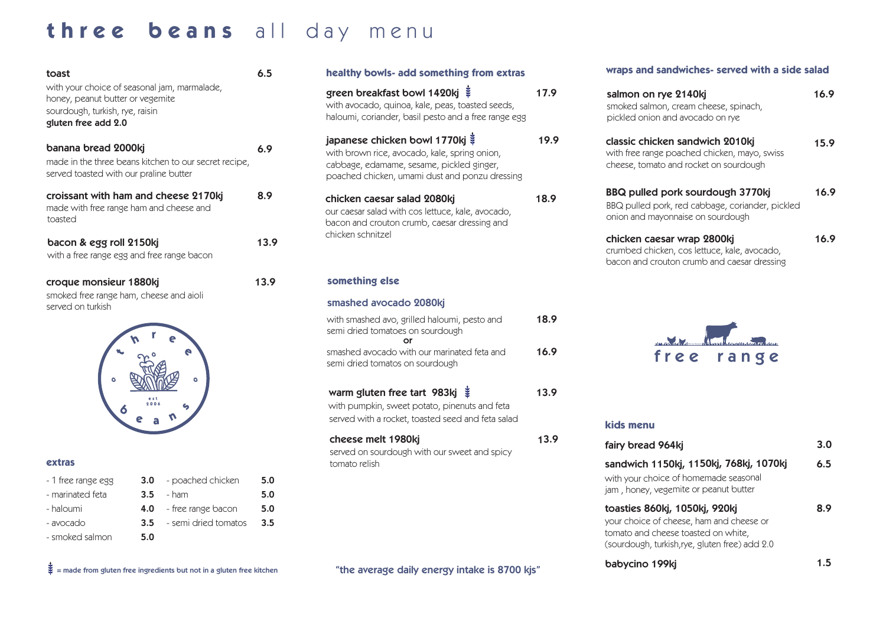# three beans all day menu

## toast — 6.5

with your choice of seasonal jam, marmalade, honey, peanut butter or vegemite
sourdough, turkish, rye, raisin
**gluten free add 2.0**

## banana bread 2000kj — 6.9

made in the three beans kitchen to our secret recipe, served toasted with our praline butter

## croissant with ham and cheese 2170kj — 8.9

made with free range ham and cheese and toasted

## bacon & egg roll 2150kj — 13.9

with a free range egg and free range bacon

## croque monsieur 1880kj — 13.9

smoked free range ham, cheese and aioli served on turkish

three beans est 2006

## extras

| | | | |
|---|---|---|---|
| - 1 free range egg | 3.0 | - poached chicken | 5.0 |
| - marinated feta | 3.5 | - ham | 5.0 |
| - haloumi | 4.0 | - free range bacon | 5.0 |
| - avocado | 3.5 | - semi dried tomatos | 3.5 |
| - smoked salmon | 5.0 | | |

## healthy bowls- add something from extras

### green breakfast bowl 1420kj (GF) — 17.9

with avocado, quinoa, kale, peas, toasted seeds, haloumi, coriander, basil pesto and a free range egg

### japanese chicken bowl 1770kj (GF) — 19.9

with brown rice, avocado, kale, spring onion, cabbage, edamame, sesame, pickled ginger, poached chicken, umami dust and ponzu dressing

### chicken caesar salad 2080kj — 18.9

our caesar salad with cos lettuce, kale, avocado, bacon and crouton crumb, caesar dressing and chicken schnitzel

## something else

### smashed avocado 2080kj

with smashed avo, grilled haloumi, pesto and semi dried tomatoes on sourdough — 18.9

or

smashed avocado with our marinated feta and semi dried tomatos on sourdough — 16.9

### warm gluten free tart 983kj (GF) — 13.9

with pumpkin, sweet potato, pinenuts and feta served with a rocket, toasted seed and feta salad

### cheese melt 1980kj — 13.9

served on sourdough with our sweet and spicy tomato relish

## wraps and sandwiches- served with a side salad

### salmon on rye 2140kj — 16.9

smoked salmon, cream cheese, spinach, pickled onion and avocado on rye

### classic chicken sandwich 2010kj — 15.9

with free range poached chicken, mayo, swiss cheese, tomato and rocket on sourdough

### BBQ pulled pork sourdough 3770kj — 16.9

BBQ pulled pork, red cabbage, coriander, pickled onion and mayonnaise on sourdough

### chicken caesar wrap 2800kj — 16.9

crumbed chicken, cos lettuce, kale, avocado, bacon and crouton crumb and caesar dressing

free range

## kids menu

### fairy bread 964kj — 3.0

### sandwich 1150kj, 1150kj, 768kj, 1070kj — 6.5

with your choice of homemade seasonal jam , honey, vegemite or peanut butter

### toasties 860kj, 1050kj, 920kj — 8.9

your choice of cheese, ham and cheese or tomato and cheese toasted on white, (sourdough, turkish,rye, gluten free) add 2.0

### babycino 199kj — 1.5

(GF) = made from gluten free ingredients but not in a gluten free kitchen

"the average daily energy intake is 8700 kjs"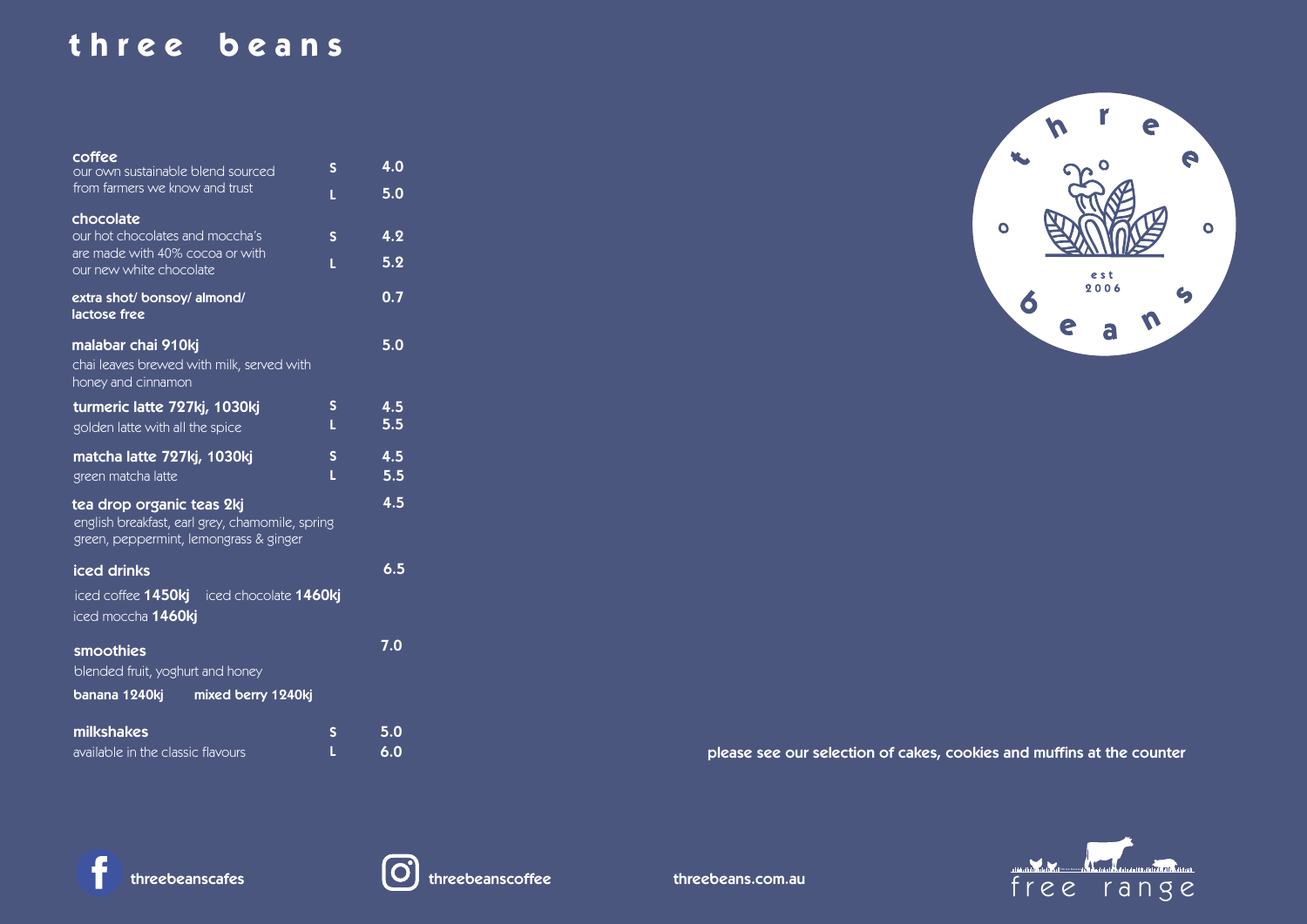# three beans

| | | |
|---|---|---|
| **coffee**<br>our own sustainable blend sourced from farmers we know and trust | S | 4.0 |
| | L | 5.0 |
| **chocolate**<br>our hot chocolates and moccha's are made with 40% cocoa or with our new white chocolate | S | 4.2 |
| | L | 5.2 |
| **extra shot/ bonsoy/ almond/ lactose free** | | 0.7 |
| **malabar chai 910kj**<br>chai leaves brewed with milk, served with honey and cinnamon | | 5.0 |
| **turmeric latte 727kj, 1030kj**<br>golden latte with all the spice | S | 4.5 |
| | L | 5.5 |
| **matcha latte 727kj, 1030kj**<br>green matcha latte | S | 4.5 |
| | L | 5.5 |
| **tea drop organic teas 2kj**<br>english breakfast, earl grey, chamomile, spring green, peppermint, lemongrass & ginger | | 4.5 |
| **iced drinks**<br>iced coffee **1450kj** iced chocolate **1460kj**<br>iced moccha **1460kj** | | 6.5 |
| **smoothies**<br>blended fruit, yoghurt and honey<br>**banana 1240kj** **mixed berry 1240kj** | | 7.0 |
| **milkshakes**<br>available in the classic flavours | S | 5.0 |
| | L | 6.0 |

three beans
est 2006

**please see our selection of cakes, cookies and muffins at the counter**

**threebeanscafes** **threebeanscoffee** **threebeans.com.au**

free range